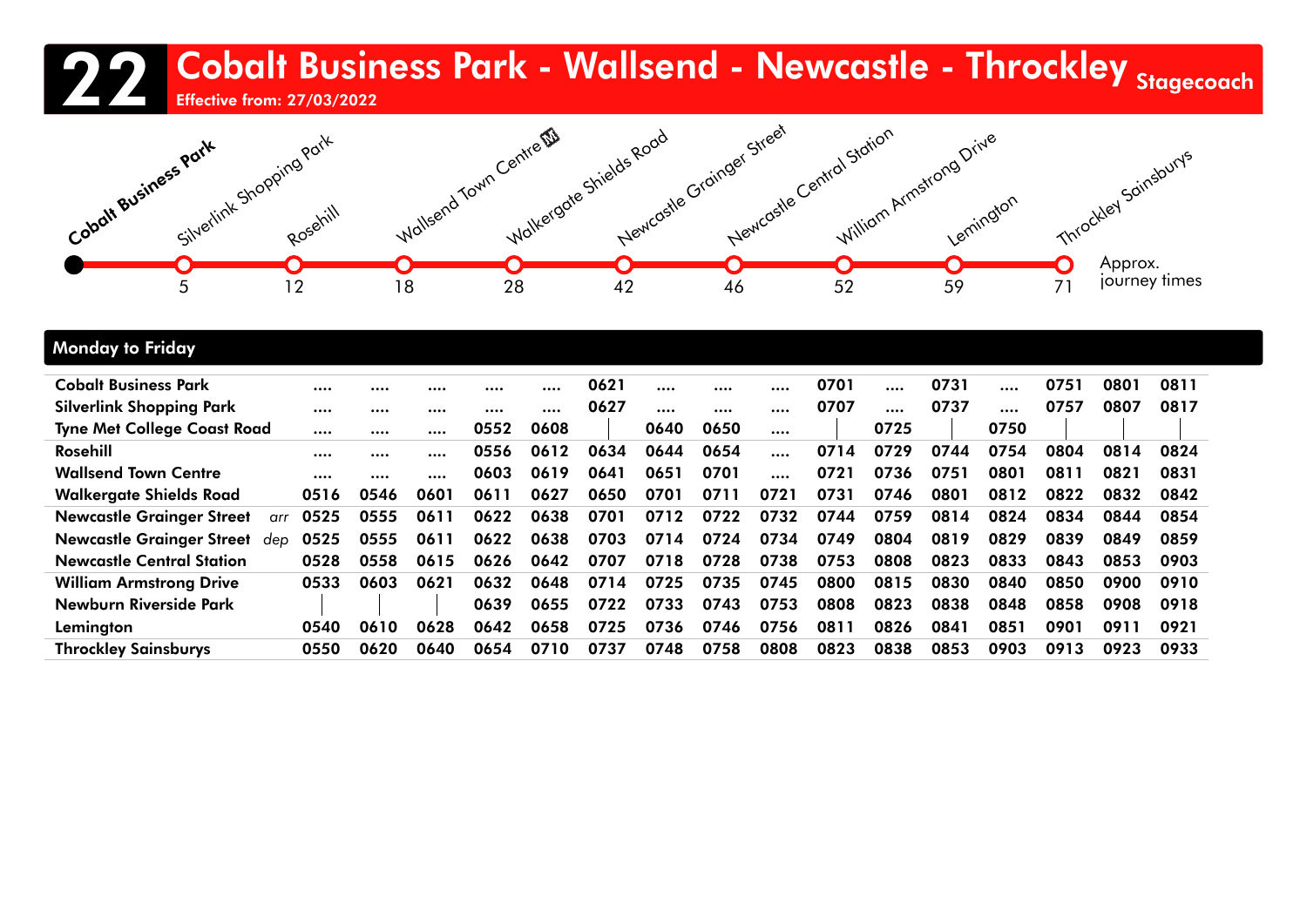# 22 Cobalt Business Park - Wallsend - Newcastle - Throckley

Effective from: 27/03/2022

Stagecoach

| Stop | Approx. journey times |
|---|---|
| Cobalt Business Park | |
| Silverlink Shopping Park | 5 |
| Rosehill | 12 |
| Wallsend Town Centre | 18 |
| Walkergate Shields Road | 28 |
| Newcastle Grainger Street | 42 |
| Newcastle Central Station | 46 |
| William Armstrong Drive | 52 |
| Lemington | 59 |
| Throckley Sainsburys | 71 |

## Monday to Friday

| | | | | | | | | | | | | | | | | | |
|---|---|---|---|---|---|---|---|---|---|---|---|---|---|---|---|---|---|
| Cobalt Business Park | | .... | .... | .... | .... | .... | 0621 | .... | .... | .... | 0701 | .... | 0731 | .... | 0751 | 0801 | 0811 |
| Silverlink Shopping Park | | .... | .... | .... | .... | .... | 0627 | .... | .... | .... | 0707 | .... | 0737 | .... | 0757 | 0807 | 0817 |
| Tyne Met College Coast Road | | .... | .... | .... | 0552 | 0608 | \| | 0640 | 0650 | .... | \| | 0725 | \| | 0750 | \| | \| | \| |
| Rosehill | | .... | .... | .... | 0556 | 0612 | 0634 | 0644 | 0654 | .... | 0714 | 0729 | 0744 | 0754 | 0804 | 0814 | 0824 |
| Wallsend Town Centre | | .... | .... | .... | 0603 | 0619 | 0641 | 0651 | 0701 | .... | 0721 | 0736 | 0751 | 0801 | 0811 | 0821 | 0831 |
| Walkergate Shields Road | | 0516 | 0546 | 0601 | 0611 | 0627 | 0650 | 0701 | 0711 | 0721 | 0731 | 0746 | 0801 | 0812 | 0822 | 0832 | 0842 |
| Newcastle Grainger Street | arr | 0525 | 0555 | 0611 | 0622 | 0638 | 0701 | 0712 | 0722 | 0732 | 0744 | 0759 | 0814 | 0824 | 0834 | 0844 | 0854 |
| Newcastle Grainger Street | dep | 0525 | 0555 | 0611 | 0622 | 0638 | 0703 | 0714 | 0724 | 0734 | 0749 | 0804 | 0819 | 0829 | 0839 | 0849 | 0859 |
| Newcastle Central Station | | 0528 | 0558 | 0615 | 0626 | 0642 | 0707 | 0718 | 0728 | 0738 | 0753 | 0808 | 0823 | 0833 | 0843 | 0853 | 0903 |
| William Armstrong Drive | | 0533 | 0603 | 0621 | 0632 | 0648 | 0714 | 0725 | 0735 | 0745 | 0800 | 0815 | 0830 | 0840 | 0850 | 0900 | 0910 |
| Newburn Riverside Park | | \| | \| | \| | 0639 | 0655 | 0722 | 0733 | 0743 | 0753 | 0808 | 0823 | 0838 | 0848 | 0858 | 0908 | 0918 |
| Lemington | | 0540 | 0610 | 0628 | 0642 | 0658 | 0725 | 0736 | 0746 | 0756 | 0811 | 0826 | 0841 | 0851 | 0901 | 0911 | 0921 |
| Throckley Sainsburys | | 0550 | 0620 | 0640 | 0654 | 0710 | 0737 | 0748 | 0758 | 0808 | 0823 | 0838 | 0853 | 0903 | 0913 | 0923 | 0933 |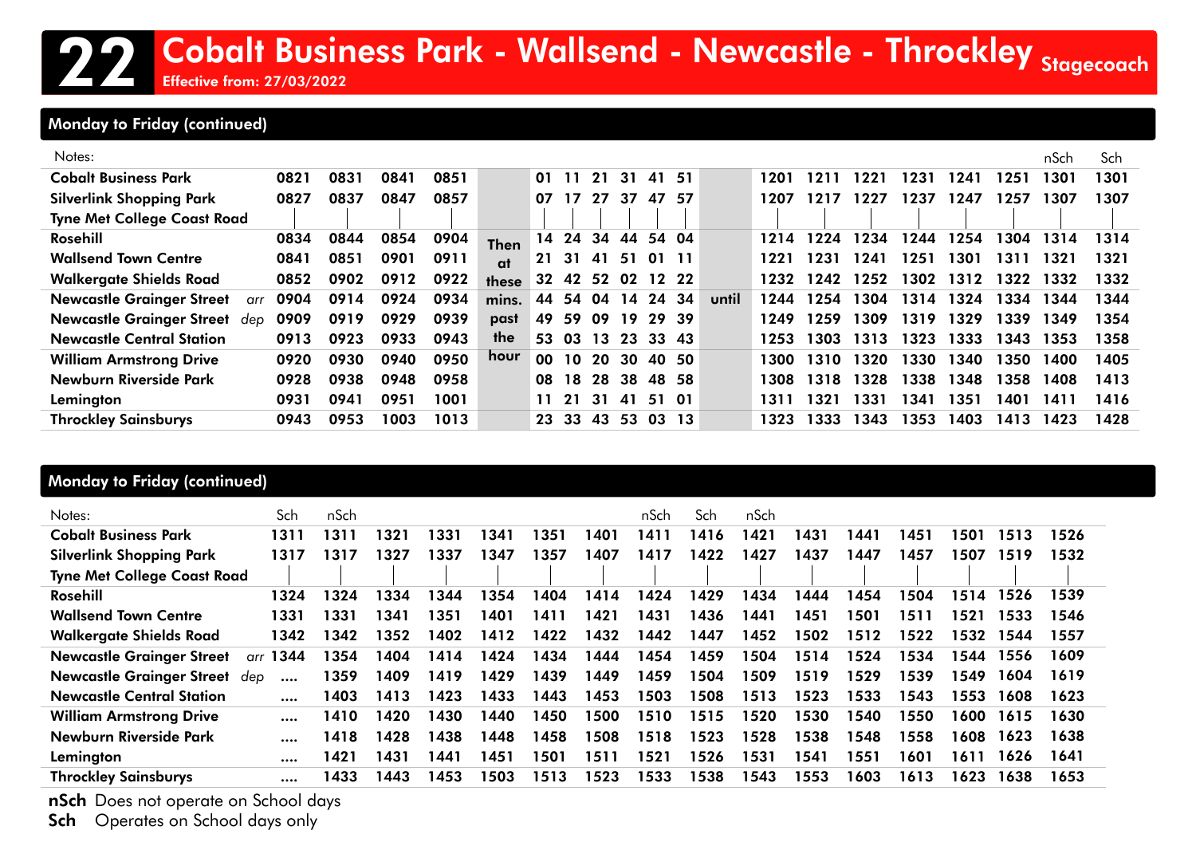# 22 Cobalt Business Park - Wallsend - Newcastle - Throckley

Stagecoach

Effective from: 27/03/2022

## Monday to Friday (continued)

| Notes: | | | | | | | | | | | | | | | | | | | | | nSch | Sch |
|---|---|---|---|---|---|---|---|---|---|---|---|---|---|---|---|---|---|---|---|---|---|---|
| Cobalt Business Park | | 0821 | 0831 | 0841 | 0851 | Then at these mins. past the hour | 01 | 11 | 21 | 31 | 41 | 51 | until | 1201 | 1211 | 1221 | 1231 | 1241 | 1251 | 1301 | 1301 |
| Silverlink Shopping Park | | 0827 | 0837 | 0847 | 0857 | | 07 | 17 | 27 | 37 | 47 | 57 | | 1207 | 1217 | 1227 | 1237 | 1247 | 1257 | 1307 | 1307 |
| Tyne Met College Coast Road | | \| | \| | \| | \| | | \| | \| | \| | \| | \| | \| | | \| | \| | \| | \| | \| | \| | \| | \| |
| Rosehill | | 0834 | 0844 | 0854 | 0904 | | 14 | 24 | 34 | 44 | 54 | 04 | | 1214 | 1224 | 1234 | 1244 | 1254 | 1304 | 1314 | 1314 |
| Wallsend Town Centre | | 0841 | 0851 | 0901 | 0911 | | 21 | 31 | 41 | 51 | 01 | 11 | | 1221 | 1231 | 1241 | 1251 | 1301 | 1311 | 1321 | 1321 |
| Walkergate Shields Road | | 0852 | 0902 | 0912 | 0922 | | 32 | 42 | 52 | 02 | 12 | 22 | | 1232 | 1242 | 1252 | 1302 | 1312 | 1322 | 1332 | 1332 |
| Newcastle Grainger Street | arr | 0904 | 0914 | 0924 | 0934 | | 44 | 54 | 04 | 14 | 24 | 34 | | 1244 | 1254 | 1304 | 1314 | 1324 | 1334 | 1344 | 1344 |
| Newcastle Grainger Street | dep | 0909 | 0919 | 0929 | 0939 | | 49 | 59 | 09 | 19 | 29 | 39 | | 1249 | 1259 | 1309 | 1319 | 1329 | 1339 | 1349 | 1354 |
| Newcastle Central Station | | 0913 | 0923 | 0933 | 0943 | | 53 | 03 | 13 | 23 | 33 | 43 | | 1253 | 1303 | 1313 | 1323 | 1333 | 1343 | 1353 | 1358 |
| William Armstrong Drive | | 0920 | 0930 | 0940 | 0950 | | 00 | 10 | 20 | 30 | 40 | 50 | | 1300 | 1310 | 1320 | 1330 | 1340 | 1350 | 1400 | 1405 |
| Newburn Riverside Park | | 0928 | 0938 | 0948 | 0958 | | 08 | 18 | 28 | 38 | 48 | 58 | | 1308 | 1318 | 1328 | 1338 | 1348 | 1358 | 1408 | 1413 |
| Lemington | | 0931 | 0941 | 0951 | 1001 | | 11 | 21 | 31 | 41 | 51 | 01 | | 1311 | 1321 | 1331 | 1341 | 1351 | 1401 | 1411 | 1416 |
| Throckley Sainsburys | | 0943 | 0953 | 1003 | 1013 | | 23 | 33 | 43 | 53 | 03 | 13 | | 1323 | 1333 | 1343 | 1353 | 1403 | 1413 | 1423 | 1428 |

## Monday to Friday (continued)

| Notes: | | Sch | nSch | | | | | | nSch | Sch | nSch | | | | | | |
|---|---|---|---|---|---|---|---|---|---|---|---|---|---|---|---|---|---|
| Cobalt Business Park | | 1311 | 1311 | 1321 | 1331 | 1341 | 1351 | 1401 | 1411 | 1416 | 1421 | 1431 | 1441 | 1451 | 1501 | 1513 | 1526 |
| Silverlink Shopping Park | | 1317 | 1317 | 1327 | 1337 | 1347 | 1357 | 1407 | 1417 | 1422 | 1427 | 1437 | 1447 | 1457 | 1507 | 1519 | 1532 |
| Tyne Met College Coast Road | | \| | \| | \| | \| | \| | \| | \| | \| | \| | \| | \| | \| | \| | \| | \| | \| |
| Rosehill | | 1324 | 1324 | 1334 | 1344 | 1354 | 1404 | 1414 | 1424 | 1429 | 1434 | 1444 | 1454 | 1504 | 1514 | 1526 | 1539 |
| Wallsend Town Centre | | 1331 | 1331 | 1341 | 1351 | 1401 | 1411 | 1421 | 1431 | 1436 | 1441 | 1451 | 1501 | 1511 | 1521 | 1533 | 1546 |
| Walkergate Shields Road | | 1342 | 1342 | 1352 | 1402 | 1412 | 1422 | 1432 | 1442 | 1447 | 1452 | 1502 | 1512 | 1522 | 1532 | 1544 | 1557 |
| Newcastle Grainger Street | arr | 1344 | 1354 | 1404 | 1414 | 1424 | 1434 | 1444 | 1454 | 1459 | 1504 | 1514 | 1524 | 1534 | 1544 | 1556 | 1609 |
| Newcastle Grainger Street | dep | .... | 1359 | 1409 | 1419 | 1429 | 1439 | 1449 | 1459 | 1504 | 1509 | 1519 | 1529 | 1539 | 1549 | 1604 | 1619 |
| Newcastle Central Station | | .... | 1403 | 1413 | 1423 | 1433 | 1443 | 1453 | 1503 | 1508 | 1513 | 1523 | 1533 | 1543 | 1553 | 1608 | 1623 |
| William Armstrong Drive | | .... | 1410 | 1420 | 1430 | 1440 | 1450 | 1500 | 1510 | 1515 | 1520 | 1530 | 1540 | 1550 | 1600 | 1615 | 1630 |
| Newburn Riverside Park | | .... | 1418 | 1428 | 1438 | 1448 | 1458 | 1508 | 1518 | 1523 | 1528 | 1538 | 1548 | 1558 | 1608 | 1623 | 1638 |
| Lemington | | .... | 1421 | 1431 | 1441 | 1451 | 1501 | 1511 | 1521 | 1526 | 1531 | 1541 | 1551 | 1601 | 1611 | 1626 | 1641 |
| Throckley Sainsburys | | .... | 1433 | 1443 | 1453 | 1503 | 1513 | 1523 | 1533 | 1538 | 1543 | 1553 | 1603 | 1613 | 1623 | 1638 | 1653 |

**nSch** Does not operate on School days

**Sch** Operates on School days only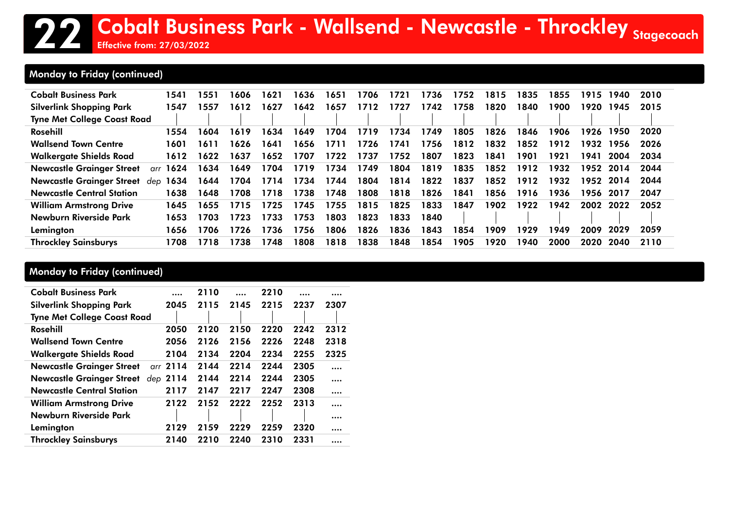# 22 Cobalt Business Park - Wallsend - Newcastle - Throckley

Effective from: 27/03/2022

Stagecoach

## Monday to Friday (continued)

| | | | | | | | | | | | | | | | | | |
|---|---|---|---|---|---|---|---|---|---|---|---|---|---|---|---|---|---|
| Cobalt Business Park | | 1541 | 1551 | 1606 | 1621 | 1636 | 1651 | 1706 | 1721 | 1736 | 1752 | 1815 | 1835 | 1855 | 1915 | 1940 | 2010 |
| Silverlink Shopping Park | | 1547 | 1557 | 1612 | 1627 | 1642 | 1657 | 1712 | 1727 | 1742 | 1758 | 1820 | 1840 | 1900 | 1920 | 1945 | 2015 |
| Tyne Met College Coast Road | | \| | \| | \| | \| | \| | \| | \| | \| | \| | \| | \| | \| | \| | \| | \| | \| |
| Rosehill | | 1554 | 1604 | 1619 | 1634 | 1649 | 1704 | 1719 | 1734 | 1749 | 1805 | 1826 | 1846 | 1906 | 1926 | 1950 | 2020 |
| Wallsend Town Centre | | 1601 | 1611 | 1626 | 1641 | 1656 | 1711 | 1726 | 1741 | 1756 | 1812 | 1832 | 1852 | 1912 | 1932 | 1956 | 2026 |
| Walkergate Shields Road | | 1612 | 1622 | 1637 | 1652 | 1707 | 1722 | 1737 | 1752 | 1807 | 1823 | 1841 | 1901 | 1921 | 1941 | 2004 | 2034 |
| Newcastle Grainger Street | arr | 1624 | 1634 | 1649 | 1704 | 1719 | 1734 | 1749 | 1804 | 1819 | 1835 | 1852 | 1912 | 1932 | 1952 | 2014 | 2044 |
| Newcastle Grainger Street | dep | 1634 | 1644 | 1704 | 1714 | 1734 | 1744 | 1804 | 1814 | 1822 | 1837 | 1852 | 1912 | 1932 | 1952 | 2014 | 2044 |
| Newcastle Central Station | | 1638 | 1648 | 1708 | 1718 | 1738 | 1748 | 1808 | 1818 | 1826 | 1841 | 1856 | 1916 | 1936 | 1956 | 2017 | 2047 |
| William Armstrong Drive | | 1645 | 1655 | 1715 | 1725 | 1745 | 1755 | 1815 | 1825 | 1833 | 1847 | 1902 | 1922 | 1942 | 2002 | 2022 | 2052 |
| Newburn Riverside Park | | 1653 | 1703 | 1723 | 1733 | 1753 | 1803 | 1823 | 1833 | 1840 | \| | \| | \| | \| | \| | \| | \| |
| Lemington | | 1656 | 1706 | 1726 | 1736 | 1756 | 1806 | 1826 | 1836 | 1843 | 1854 | 1909 | 1929 | 1949 | 2009 | 2029 | 2059 |
| Throckley Sainsburys | | 1708 | 1718 | 1738 | 1748 | 1808 | 1818 | 1838 | 1848 | 1854 | 1905 | 1920 | 1940 | 2000 | 2020 | 2040 | 2110 |

## Monday to Friday (continued)

| | | | | | | | |
|---|---|---|---|---|---|---|---|
| Cobalt Business Park | | .... | 2110 | .... | 2210 | .... | .... |
| Silverlink Shopping Park | | 2045 | 2115 | 2145 | 2215 | 2237 | 2307 |
| Tyne Met College Coast Road | | \| | \| | \| | \| | \| | \| |
| Rosehill | | 2050 | 2120 | 2150 | 2220 | 2242 | 2312 |
| Wallsend Town Centre | | 2056 | 2126 | 2156 | 2226 | 2248 | 2318 |
| Walkergate Shields Road | | 2104 | 2134 | 2204 | 2234 | 2255 | 2325 |
| Newcastle Grainger Street | arr | 2114 | 2144 | 2214 | 2244 | 2305 | .... |
| Newcastle Grainger Street | dep | 2114 | 2144 | 2214 | 2244 | 2305 | .... |
| Newcastle Central Station | | 2117 | 2147 | 2217 | 2247 | 2308 | .... |
| William Armstrong Drive | | 2122 | 2152 | 2222 | 2252 | 2313 | .... |
| Newburn Riverside Park | | \| | \| | \| | \| | \| | .... |
| Lemington | | 2129 | 2159 | 2229 | 2259 | 2320 | .... |
| Throckley Sainsburys | | 2140 | 2210 | 2240 | 2310 | 2331 | .... |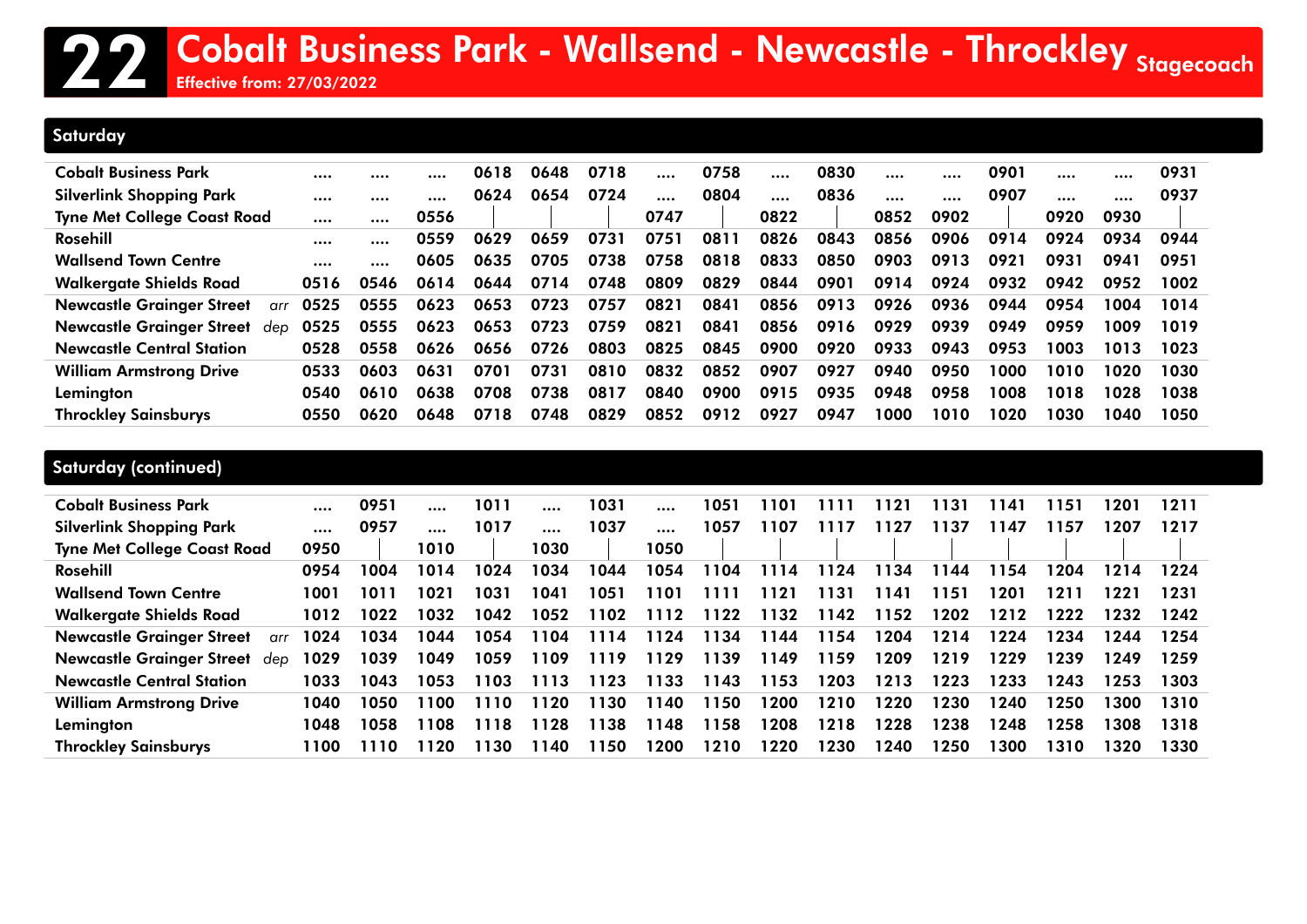# 22 Cobalt Business Park - Wallsend - Newcastle - Throckley

Stagecoach

Effective from: 27/03/2022

## Saturday

| Stop | | | | | | | | | | | | | | | | |
|---|---|---|---|---|---|---|---|---|---|---|---|---|---|---|---|---|
| Cobalt Business Park | .... | .... | .... | 0618 | 0648 | 0718 | .... | 0758 | .... | 0830 | .... | .... | 0901 | .... | .... | 0931 |
| Silverlink Shopping Park | .... | .... | .... | 0624 | 0654 | 0724 | .... | 0804 | .... | 0836 | .... | .... | 0907 | .... | .... | 0937 |
| Tyne Met College Coast Road | .... | .... | 0556 | \| | \| | \| | 0747 | \| | 0822 | \| | 0852 | 0902 | \| | 0920 | 0930 | \| |
| Rosehill | .... | .... | 0559 | 0629 | 0659 | 0731 | 0751 | 0811 | 0826 | 0843 | 0856 | 0906 | 0914 | 0924 | 0934 | 0944 |
| Wallsend Town Centre | .... | .... | 0605 | 0635 | 0705 | 0738 | 0758 | 0818 | 0833 | 0850 | 0903 | 0913 | 0921 | 0931 | 0941 | 0951 |
| Walkergate Shields Road | 0516 | 0546 | 0614 | 0644 | 0714 | 0748 | 0809 | 0829 | 0844 | 0901 | 0914 | 0924 | 0932 | 0942 | 0952 | 1002 |
| Newcastle Grainger Street *arr* | 0525 | 0555 | 0623 | 0653 | 0723 | 0757 | 0821 | 0841 | 0856 | 0913 | 0926 | 0936 | 0944 | 0954 | 1004 | 1014 |
| Newcastle Grainger Street *dep* | 0525 | 0555 | 0623 | 0653 | 0723 | 0759 | 0821 | 0841 | 0856 | 0916 | 0929 | 0939 | 0949 | 0959 | 1009 | 1019 |
| Newcastle Central Station | 0528 | 0558 | 0626 | 0656 | 0726 | 0803 | 0825 | 0845 | 0900 | 0920 | 0933 | 0943 | 0953 | 1003 | 1013 | 1023 |
| William Armstrong Drive | 0533 | 0603 | 0631 | 0701 | 0731 | 0810 | 0832 | 0852 | 0907 | 0927 | 0940 | 0950 | 1000 | 1010 | 1020 | 1030 |
| Lemington | 0540 | 0610 | 0638 | 0708 | 0738 | 0817 | 0840 | 0900 | 0915 | 0935 | 0948 | 0958 | 1008 | 1018 | 1028 | 1038 |
| Throckley Sainsburys | 0550 | 0620 | 0648 | 0718 | 0748 | 0829 | 0852 | 0912 | 0927 | 0947 | 1000 | 1010 | 1020 | 1030 | 1040 | 1050 |

## Saturday (continued)

| Stop | | | | | | | | | | | | | | | | |
|---|---|---|---|---|---|---|---|---|---|---|---|---|---|---|---|---|
| Cobalt Business Park | .... | 0951 | .... | 1011 | .... | 1031 | .... | 1051 | 1101 | 1111 | 1121 | 1131 | 1141 | 1151 | 1201 | 1211 |
| Silverlink Shopping Park | .... | 0957 | .... | 1017 | .... | 1037 | .... | 1057 | 1107 | 1117 | 1127 | 1137 | 1147 | 1157 | 1207 | 1217 |
| Tyne Met College Coast Road | 0950 | \| | 1010 | \| | 1030 | \| | 1050 | \| | \| | \| | \| | \| | \| | \| | \| | \| |
| Rosehill | 0954 | 1004 | 1014 | 1024 | 1034 | 1044 | 1054 | 1104 | 1114 | 1124 | 1134 | 1144 | 1154 | 1204 | 1214 | 1224 |
| Wallsend Town Centre | 1001 | 1011 | 1021 | 1031 | 1041 | 1051 | 1101 | 1111 | 1121 | 1131 | 1141 | 1151 | 1201 | 1211 | 1221 | 1231 |
| Walkergate Shields Road | 1012 | 1022 | 1032 | 1042 | 1052 | 1102 | 1112 | 1122 | 1132 | 1142 | 1152 | 1202 | 1212 | 1222 | 1232 | 1242 |
| Newcastle Grainger Street *arr* | 1024 | 1034 | 1044 | 1054 | 1104 | 1114 | 1124 | 1134 | 1144 | 1154 | 1204 | 1214 | 1224 | 1234 | 1244 | 1254 |
| Newcastle Grainger Street *dep* | 1029 | 1039 | 1049 | 1059 | 1109 | 1119 | 1129 | 1139 | 1149 | 1159 | 1209 | 1219 | 1229 | 1239 | 1249 | 1259 |
| Newcastle Central Station | 1033 | 1043 | 1053 | 1103 | 1113 | 1123 | 1133 | 1143 | 1153 | 1203 | 1213 | 1223 | 1233 | 1243 | 1253 | 1303 |
| William Armstrong Drive | 1040 | 1050 | 1100 | 1110 | 1120 | 1130 | 1140 | 1150 | 1200 | 1210 | 1220 | 1230 | 1240 | 1250 | 1300 | 1310 |
| Lemington | 1048 | 1058 | 1108 | 1118 | 1128 | 1138 | 1148 | 1158 | 1208 | 1218 | 1228 | 1238 | 1248 | 1258 | 1308 | 1318 |
| Throckley Sainsburys | 1100 | 1110 | 1120 | 1130 | 1140 | 1150 | 1200 | 1210 | 1220 | 1230 | 1240 | 1250 | 1300 | 1310 | 1320 | 1330 |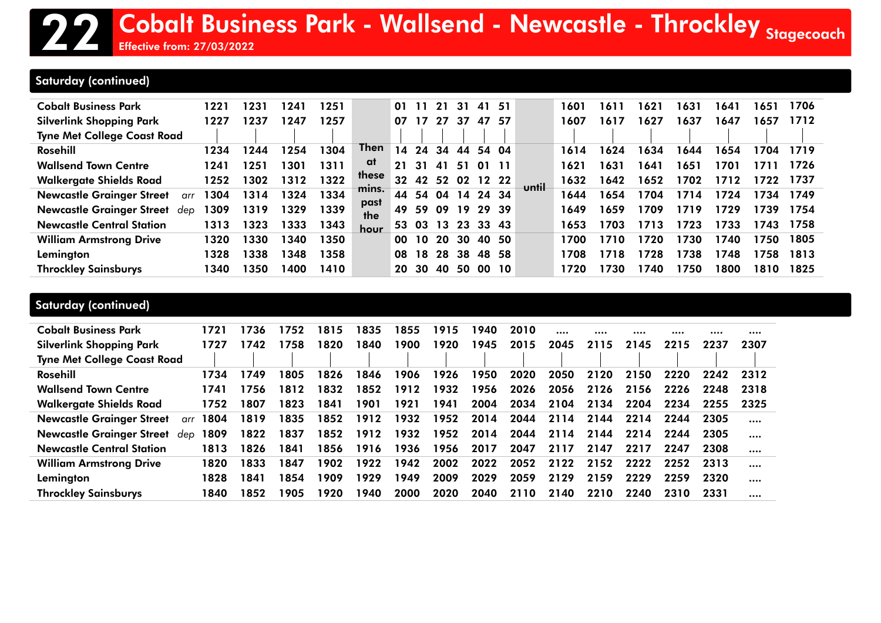# 22 Cobalt Business Park - Wallsend - Newcastle - Throckley

Stagecoach

Effective from: 27/03/2022

## Saturday (continued)

| Stop | | | | | | | | | | | | | | | | | | | | |
|---|---|---|---|---|---|---|---|---|---|---|---|---|---|---|---|---|---|---|---|---|
| Cobalt Business Park | 1221 | 1231 | 1241 | 1251 | Then at these mins. past the hour | 01 | 11 | 21 | 31 | 41 | 51 | until | 1601 | 1611 | 1621 | 1631 | 1641 | 1651 | 1706 |
| Silverlink Shopping Park | 1227 | 1237 | 1247 | 1257 | | 07 | 17 | 27 | 37 | 47 | 57 | | 1607 | 1617 | 1627 | 1637 | 1647 | 1657 | 1712 |
| Tyne Met College Coast Road | \| | \| | \| | \| | | \| | \| | \| | \| | \| | \| | | \| | \| | \| | \| | \| | \| | \| |
| Rosehill | 1234 | 1244 | 1254 | 1304 | | 14 | 24 | 34 | 44 | 54 | 04 | | 1614 | 1624 | 1634 | 1644 | 1654 | 1704 | 1719 |
| Wallsend Town Centre | 1241 | 1251 | 1301 | 1311 | | 21 | 31 | 41 | 51 | 01 | 11 | | 1621 | 1631 | 1641 | 1651 | 1701 | 1711 | 1726 |
| Walkergate Shields Road | 1252 | 1302 | 1312 | 1322 | | 32 | 42 | 52 | 02 | 12 | 22 | | 1632 | 1642 | 1652 | 1702 | 1712 | 1722 | 1737 |
| Newcastle Grainger Street arr | 1304 | 1314 | 1324 | 1334 | | 44 | 54 | 04 | 14 | 24 | 34 | | 1644 | 1654 | 1704 | 1714 | 1724 | 1734 | 1749 |
| Newcastle Grainger Street dep | 1309 | 1319 | 1329 | 1339 | | 49 | 59 | 09 | 19 | 29 | 39 | | 1649 | 1659 | 1709 | 1719 | 1729 | 1739 | 1754 |
| Newcastle Central Station | 1313 | 1323 | 1333 | 1343 | | 53 | 03 | 13 | 23 | 33 | 43 | | 1653 | 1703 | 1713 | 1723 | 1733 | 1743 | 1758 |
| William Armstrong Drive | 1320 | 1330 | 1340 | 1350 | | 00 | 10 | 20 | 30 | 40 | 50 | | 1700 | 1710 | 1720 | 1730 | 1740 | 1750 | 1805 |
| Lemington | 1328 | 1338 | 1348 | 1358 | | 08 | 18 | 28 | 38 | 48 | 58 | | 1708 | 1718 | 1728 | 1738 | 1748 | 1758 | 1813 |
| Throckley Sainsburys | 1340 | 1350 | 1400 | 1410 | | 20 | 30 | 40 | 50 | 00 | 10 | | 1720 | 1730 | 1740 | 1750 | 1800 | 1810 | 1825 |

## Saturday (continued)

| Stop | | | | | | | | | | | | | | | |
|---|---|---|---|---|---|---|---|---|---|---|---|---|---|---|---|
| Cobalt Business Park | 1721 | 1736 | 1752 | 1815 | 1835 | 1855 | 1915 | 1940 | 2010 | .... | .... | .... | .... | .... | .... |
| Silverlink Shopping Park | 1727 | 1742 | 1758 | 1820 | 1840 | 1900 | 1920 | 1945 | 2015 | 2045 | 2115 | 2145 | 2215 | 2237 | 2307 |
| Tyne Met College Coast Road | \| | \| | \| | \| | \| | \| | \| | \| | \| | \| | \| | \| | \| | \| | \| |
| Rosehill | 1734 | 1749 | 1805 | 1826 | 1846 | 1906 | 1926 | 1950 | 2020 | 2050 | 2120 | 2150 | 2220 | 2242 | 2312 |
| Wallsend Town Centre | 1741 | 1756 | 1812 | 1832 | 1852 | 1912 | 1932 | 1956 | 2026 | 2056 | 2126 | 2156 | 2226 | 2248 | 2318 |
| Walkergate Shields Road | 1752 | 1807 | 1823 | 1841 | 1901 | 1921 | 1941 | 2004 | 2034 | 2104 | 2134 | 2204 | 2234 | 2255 | 2325 |
| Newcastle Grainger Street arr | 1804 | 1819 | 1835 | 1852 | 1912 | 1932 | 1952 | 2014 | 2044 | 2114 | 2144 | 2214 | 2244 | 2305 | .... |
| Newcastle Grainger Street dep | 1809 | 1822 | 1837 | 1852 | 1912 | 1932 | 1952 | 2014 | 2044 | 2114 | 2144 | 2214 | 2244 | 2305 | .... |
| Newcastle Central Station | 1813 | 1826 | 1841 | 1856 | 1916 | 1936 | 1956 | 2017 | 2047 | 2117 | 2147 | 2217 | 2247 | 2308 | .... |
| William Armstrong Drive | 1820 | 1833 | 1847 | 1902 | 1922 | 1942 | 2002 | 2022 | 2052 | 2122 | 2152 | 2222 | 2252 | 2313 | .... |
| Lemington | 1828 | 1841 | 1854 | 1909 | 1929 | 1949 | 2009 | 2029 | 2059 | 2129 | 2159 | 2229 | 2259 | 2320 | .... |
| Throckley Sainsburys | 1840 | 1852 | 1905 | 1920 | 1940 | 2000 | 2020 | 2040 | 2110 | 2140 | 2210 | 2240 | 2310 | 2331 | .... |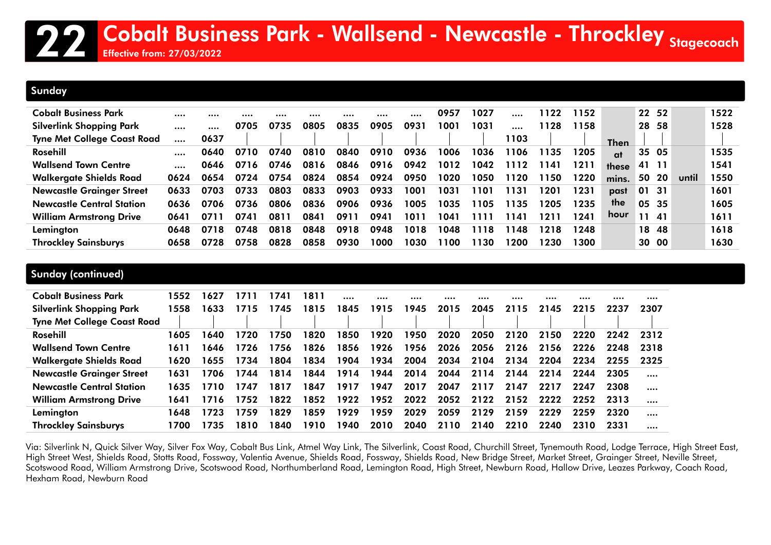# 22 Cobalt Business Park - Wallsend - Newcastle - Throckley

Stagecoach

Effective from: 27/03/2022

## Sunday

| Stop | | | | | | | | | | | | | | | | | |
|---|---|---|---|---|---|---|---|---|---|---|---|---|---|---|---|---|---|
| Cobalt Business Park | .... | .... | .... | .... | .... | .... | .... | .... | 0957 | 1027 | .... | 1122 | 1152 | Then at these mins. past the hour | 22 | 52 | until | 1522 |
| Silverlink Shopping Park | .... | .... | 0705 | 0735 | 0805 | 0835 | 0905 | 0931 | 1001 | 1031 | .... | 1128 | 1158 | | 28 | 58 | | 1528 |
| Tyne Met College Coast Road | .... | 0637 | \| | \| | \| | \| | \| | \| | \| | \| | 1103 | \| | \| | | \| | \| | | \| |
| Rosehill | .... | 0640 | 0710 | 0740 | 0810 | 0840 | 0910 | 0936 | 1006 | 1036 | 1106 | 1135 | 1205 | | 35 | 05 | | 1535 |
| Wallsend Town Centre | .... | 0646 | 0716 | 0746 | 0816 | 0846 | 0916 | 0942 | 1012 | 1042 | 1112 | 1141 | 1211 | | 41 | 11 | | 1541 |
| Walkergate Shields Road | 0624 | 0654 | 0724 | 0754 | 0824 | 0854 | 0924 | 0950 | 1020 | 1050 | 1120 | 1150 | 1220 | | 50 | 20 | | 1550 |
| Newcastle Grainger Street | 0633 | 0703 | 0733 | 0803 | 0833 | 0903 | 0933 | 1001 | 1031 | 1101 | 1131 | 1201 | 1231 | | 01 | 31 | | 1601 |
| Newcastle Central Station | 0636 | 0706 | 0736 | 0806 | 0836 | 0906 | 0936 | 1005 | 1035 | 1105 | 1135 | 1205 | 1235 | | 05 | 35 | | 1605 |
| William Armstrong Drive | 0641 | 0711 | 0741 | 0811 | 0841 | 0911 | 0941 | 1011 | 1041 | 1111 | 1141 | 1211 | 1241 | | 11 | 41 | | 1611 |
| Lemington | 0648 | 0718 | 0748 | 0818 | 0848 | 0918 | 0948 | 1018 | 1048 | 1118 | 1148 | 1218 | 1248 | | 18 | 48 | | 1618 |
| Throckley Sainsburys | 0658 | 0728 | 0758 | 0828 | 0858 | 0930 | 1000 | 1030 | 1100 | 1130 | 1200 | 1230 | 1300 | | 30 | 00 | | 1630 |

## Sunday (continued)

| Stop | | | | | | | | | | | | | | | |
|---|---|---|---|---|---|---|---|---|---|---|---|---|---|---|---|
| Cobalt Business Park | 1552 | 1627 | 1711 | 1741 | 1811 | .... | .... | .... | .... | .... | .... | .... | .... | .... | .... |
| Silverlink Shopping Park | 1558 | 1633 | 1715 | 1745 | 1815 | 1845 | 1915 | 1945 | 2015 | 2045 | 2115 | 2145 | 2215 | 2237 | 2307 |
| Tyne Met College Coast Road | \| | \| | \| | \| | \| | \| | \| | \| | \| | \| | \| | \| | \| | \| | \| |
| Rosehill | 1605 | 1640 | 1720 | 1750 | 1820 | 1850 | 1920 | 1950 | 2020 | 2050 | 2120 | 2150 | 2220 | 2242 | 2312 |
| Wallsend Town Centre | 1611 | 1646 | 1726 | 1756 | 1826 | 1856 | 1926 | 1956 | 2026 | 2056 | 2126 | 2156 | 2226 | 2248 | 2318 |
| Walkergate Shields Road | 1620 | 1655 | 1734 | 1804 | 1834 | 1904 | 1934 | 2004 | 2034 | 2104 | 2134 | 2204 | 2234 | 2255 | 2325 |
| Newcastle Grainger Street | 1631 | 1706 | 1744 | 1814 | 1844 | 1914 | 1944 | 2014 | 2044 | 2114 | 2144 | 2214 | 2244 | 2305 | .... |
| Newcastle Central Station | 1635 | 1710 | 1747 | 1817 | 1847 | 1917 | 1947 | 2017 | 2047 | 2117 | 2147 | 2217 | 2247 | 2308 | .... |
| William Armstrong Drive | 1641 | 1716 | 1752 | 1822 | 1852 | 1922 | 1952 | 2022 | 2052 | 2122 | 2152 | 2222 | 2252 | 2313 | .... |
| Lemington | 1648 | 1723 | 1759 | 1829 | 1859 | 1929 | 1959 | 2029 | 2059 | 2129 | 2159 | 2229 | 2259 | 2320 | .... |
| Throckley Sainsburys | 1700 | 1735 | 1810 | 1840 | 1910 | 1940 | 2010 | 2040 | 2110 | 2140 | 2210 | 2240 | 2310 | 2331 | .... |

Via: Silverlink N, Quick Silver Way, Silver Fox Way, Cobalt Bus Link, Atmel Way Link, The Silverlink, Coast Road, Churchill Street, Tynemouth Road, Lodge Terrace, High Street East, High Street West, Shields Road, Stotts Road, Fossway, Valentia Avenue, Shields Road, Fossway, Shields Road, New Bridge Street, Market Street, Grainger Street, Neville Street, Scotswood Road, William Armstrong Drive, Scotswood Road, Northumberland Road, Lemington Road, High Street, Newburn Road, Hallow Drive, Leazes Parkway, Coach Road, Hexham Road, Newburn Road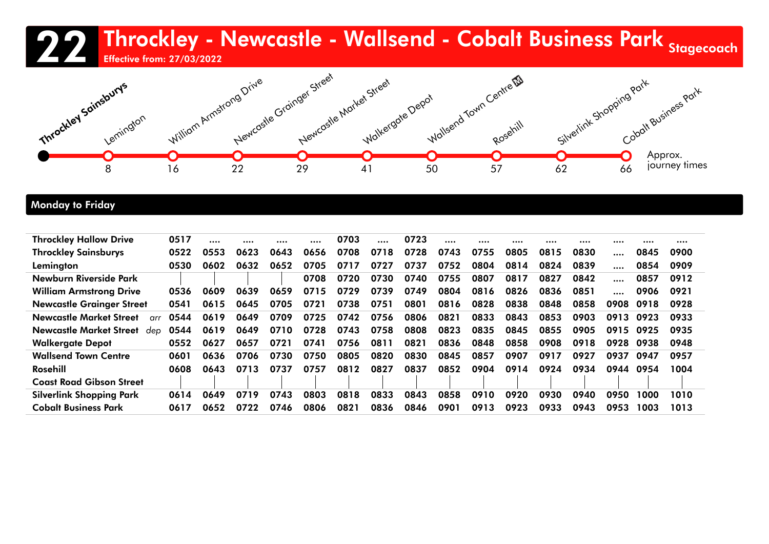# 22 Throckley - Newcastle - Wallsend - Cobalt Business Park

Stagecoach

Effective from: 27/03/2022

| Throckley Sainsburys | Lemington | William Armstrong Drive | Newcastle Grainger Street | Newcastle Market Street | Walkergate Depot | Wallsend Town Centre | Rosehill | Silverlink Shopping Park | Cobalt Business Park |
|---|---|---|---|---|---|---|---|---|---|
| | 8 | 16 | 22 | 29 | 41 | 50 | 57 | 62 | 66 |

Approx. journey times

## Monday to Friday

| Stop | | | | | | | | | | | | | | | | |
|---|---|---|---|---|---|---|---|---|---|---|---|---|---|---|---|---|
| Throckley Hallow Drive | 0517 | .... | .... | .... | .... | 0703 | .... | 0723 | .... | .... | .... | .... | .... | .... | .... | .... |
| Throckley Sainsburys | 0522 | 0553 | 0623 | 0643 | 0656 | 0708 | 0718 | 0728 | 0743 | 0755 | 0805 | 0815 | 0830 | .... | 0845 | 0900 |
| Lemington | 0530 | 0602 | 0632 | 0652 | 0705 | 0717 | 0727 | 0737 | 0752 | 0804 | 0814 | 0824 | 0839 | .... | 0854 | 0909 |
| Newburn Riverside Park | \| | \| | \| | \| | 0708 | 0720 | 0730 | 0740 | 0755 | 0807 | 0817 | 0827 | 0842 | .... | 0857 | 0912 |
| William Armstrong Drive | 0536 | 0609 | 0639 | 0659 | 0715 | 0729 | 0739 | 0749 | 0804 | 0816 | 0826 | 0836 | 0851 | .... | 0906 | 0921 |
| Newcastle Grainger Street | 0541 | 0615 | 0645 | 0705 | 0721 | 0738 | 0751 | 0801 | 0816 | 0828 | 0838 | 0848 | 0858 | 0908 | 0918 | 0928 |
| Newcastle Market Street *arr* | 0544 | 0619 | 0649 | 0709 | 0725 | 0742 | 0756 | 0806 | 0821 | 0833 | 0843 | 0853 | 0903 | 0913 | 0923 | 0933 |
| Newcastle Market Street *dep* | 0544 | 0619 | 0649 | 0710 | 0728 | 0743 | 0758 | 0808 | 0823 | 0835 | 0845 | 0855 | 0905 | 0915 | 0925 | 0935 |
| Walkergate Depot | 0552 | 0627 | 0657 | 0721 | 0741 | 0756 | 0811 | 0821 | 0836 | 0848 | 0858 | 0908 | 0918 | 0928 | 0938 | 0948 |
| Wallsend Town Centre | 0601 | 0636 | 0706 | 0730 | 0750 | 0805 | 0820 | 0830 | 0845 | 0857 | 0907 | 0917 | 0927 | 0937 | 0947 | 0957 |
| Rosehill | 0608 | 0643 | 0713 | 0737 | 0757 | 0812 | 0827 | 0837 | 0852 | 0904 | 0914 | 0924 | 0934 | 0944 | 0954 | 1004 |
| Coast Road Gibson Street | \| | \| | \| | \| | \| | \| | \| | \| | \| | \| | \| | \| | \| | \| | \| | \| |
| Silverlink Shopping Park | 0614 | 0649 | 0719 | 0743 | 0803 | 0818 | 0833 | 0843 | 0858 | 0910 | 0920 | 0930 | 0940 | 0950 | 1000 | 1010 |
| Cobalt Business Park | 0617 | 0652 | 0722 | 0746 | 0806 | 0821 | 0836 | 0846 | 0901 | 0913 | 0923 | 0933 | 0943 | 0953 | 1003 | 1013 |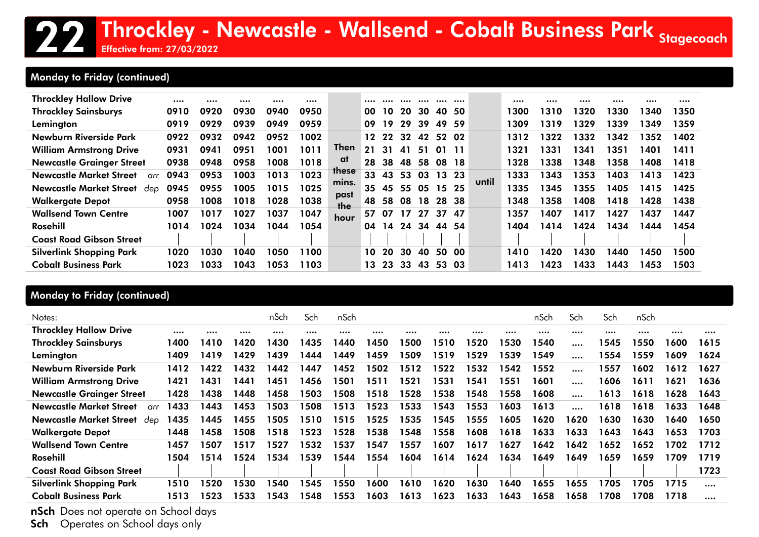# 22 Throckley - Newcastle - Wallsend - Cobalt Business Park

Stagecoach

Effective from: 27/03/2022

## Monday to Friday (continued)

| | | | | | | | | | | | | | | | | | | | |
|---|---|---|---|---|---|---|---|---|---|---|---|---|---|---|---|---|---|---|---|
| Throckley Hallow Drive | .... | .... | .... | .... | .... | | .... | .... | .... | .... | .... | .... | | .... | .... | .... | .... | .... | .... |
| Throckley Sainsburys | 0910 | 0920 | 0930 | 0940 | 0950 | | 00 | 10 | 20 | 30 | 40 | 50 | | 1300 | 1310 | 1320 | 1330 | 1340 | 1350 |
| Lemington | 0919 | 0929 | 0939 | 0949 | 0959 | | 09 | 19 | 29 | 39 | 49 | 59 | | 1309 | 1319 | 1329 | 1339 | 1349 | 1359 |
| Newburn Riverside Park | 0922 | 0932 | 0942 | 0952 | 1002 | Then | 12 | 22 | 32 | 42 | 52 | 02 | | 1312 | 1322 | 1332 | 1342 | 1352 | 1402 |
| William Armstrong Drive | 0931 | 0941 | 0951 | 1001 | 1011 | at | 21 | 31 | 41 | 51 | 01 | 11 | | 1321 | 1331 | 1341 | 1351 | 1401 | 1411 |
| Newcastle Grainger Street | 0938 | 0948 | 0958 | 1008 | 1018 | these | 28 | 38 | 48 | 58 | 08 | 18 | | 1328 | 1338 | 1348 | 1358 | 1408 | 1418 |
| Newcastle Market Street *arr* | 0943 | 0953 | 1003 | 1013 | 1023 | mins. | 33 | 43 | 53 | 03 | 13 | 23 | until | 1333 | 1343 | 1353 | 1403 | 1413 | 1423 |
| Newcastle Market Street *dep* | 0945 | 0955 | 1005 | 1015 | 1025 | past | 35 | 45 | 55 | 05 | 15 | 25 | | 1335 | 1345 | 1355 | 1405 | 1415 | 1425 |
| Walkergate Depot | 0958 | 1008 | 1018 | 1028 | 1038 | the | 48 | 58 | 08 | 18 | 28 | 38 | | 1348 | 1358 | 1408 | 1418 | 1428 | 1438 |
| Wallsend Town Centre | 1007 | 1017 | 1027 | 1037 | 1047 | hour | 57 | 07 | 17 | 27 | 37 | 47 | | 1357 | 1407 | 1417 | 1427 | 1437 | 1447 |
| Rosehill | 1014 | 1024 | 1034 | 1044 | 1054 | | 04 | 14 | 24 | 34 | 44 | 54 | | 1404 | 1414 | 1424 | 1434 | 1444 | 1454 |
| Coast Road Gibson Street | \| | \| | \| | \| | \| | | \| | \| | \| | \| | \| | \| | | \| | \| | \| | \| | \| | \| |
| Silverlink Shopping Park | 1020 | 1030 | 1040 | 1050 | 1100 | | 10 | 20 | 30 | 40 | 50 | 00 | | 1410 | 1420 | 1430 | 1440 | 1450 | 1500 |
| Cobalt Business Park | 1023 | 1033 | 1043 | 1053 | 1103 | | 13 | 23 | 33 | 43 | 53 | 03 | | 1413 | 1423 | 1433 | 1443 | 1453 | 1503 |

## Monday to Friday (continued)

| Notes: | | | | nSch | Sch | nSch | | | | | | | nSch | Sch | Sch | nSch | | |
|---|---|---|---|---|---|---|---|---|---|---|---|---|---|---|---|---|---|---|
| Throckley Hallow Drive | .... | .... | .... | .... | .... | .... | .... | .... | .... | .... | .... | .... | .... | .... | .... | .... | .... | .... |
| Throckley Sainsburys | 1400 | 1410 | 1420 | 1430 | 1435 | 1440 | 1450 | 1500 | 1510 | 1520 | 1530 | 1540 | .... | 1545 | 1550 | 1600 | 1615 |
| Lemington | 1409 | 1419 | 1429 | 1439 | 1444 | 1449 | 1459 | 1509 | 1519 | 1529 | 1539 | 1549 | .... | 1554 | 1559 | 1609 | 1624 |
| Newburn Riverside Park | 1412 | 1422 | 1432 | 1442 | 1447 | 1452 | 1502 | 1512 | 1522 | 1532 | 1542 | 1552 | .... | 1557 | 1602 | 1612 | 1627 |
| William Armstrong Drive | 1421 | 1431 | 1441 | 1451 | 1456 | 1501 | 1511 | 1521 | 1531 | 1541 | 1551 | 1601 | .... | 1606 | 1611 | 1621 | 1636 |
| Newcastle Grainger Street | 1428 | 1438 | 1448 | 1458 | 1503 | 1508 | 1518 | 1528 | 1538 | 1548 | 1558 | 1608 | .... | 1613 | 1618 | 1628 | 1643 |
| Newcastle Market Street *arr* | 1433 | 1443 | 1453 | 1503 | 1508 | 1513 | 1523 | 1533 | 1543 | 1553 | 1603 | 1613 | .... | 1618 | 1618 | 1633 | 1648 |
| Newcastle Market Street *dep* | 1435 | 1445 | 1455 | 1505 | 1510 | 1515 | 1525 | 1535 | 1545 | 1555 | 1605 | 1620 | 1620 | 1630 | 1630 | 1640 | 1650 |
| Walkergate Depot | 1448 | 1458 | 1508 | 1518 | 1523 | 1528 | 1538 | 1548 | 1558 | 1608 | 1618 | 1633 | 1633 | 1643 | 1643 | 1653 | 1703 |
| Wallsend Town Centre | 1457 | 1507 | 1517 | 1527 | 1532 | 1537 | 1547 | 1557 | 1607 | 1617 | 1627 | 1642 | 1642 | 1652 | 1652 | 1702 | 1712 |
| Rosehill | 1504 | 1514 | 1524 | 1534 | 1539 | 1544 | 1554 | 1604 | 1614 | 1624 | 1634 | 1649 | 1649 | 1659 | 1659 | 1709 | 1719 |
| Coast Road Gibson Street | \| | \| | \| | \| | \| | \| | \| | \| | \| | \| | \| | \| | \| | \| | \| | \| | 1723 |
| Silverlink Shopping Park | 1510 | 1520 | 1530 | 1540 | 1545 | 1550 | 1600 | 1610 | 1620 | 1630 | 1640 | 1655 | 1655 | 1705 | 1705 | 1715 | .... |
| Cobalt Business Park | 1513 | 1523 | 1533 | 1543 | 1548 | 1553 | 1603 | 1613 | 1623 | 1633 | 1643 | 1658 | 1658 | 1708 | 1708 | 1718 | .... |

**nSch** Does not operate on School days

**Sch** Operates on School days only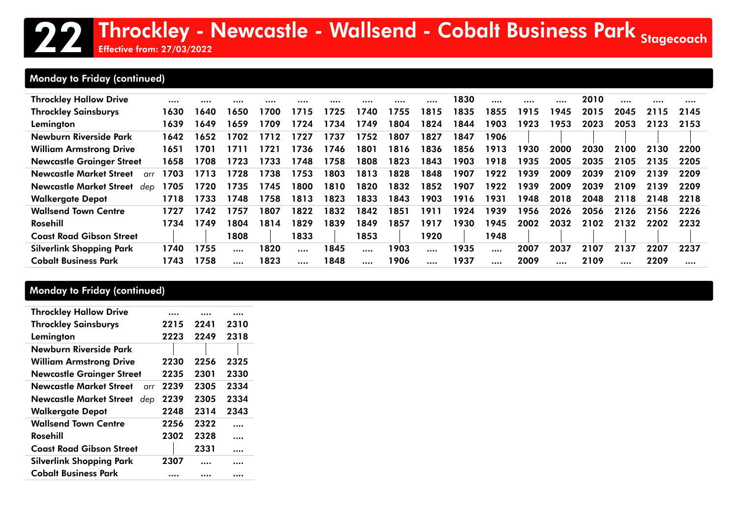# 22 Throckley - Newcastle - Wallsend - Cobalt Business Park

Stagecoach

Effective from: 27/03/2022

## Monday to Friday (continued)

| Stop | | | | | | | | | | | | | | | | | |
|---|---|---|---|---|---|---|---|---|---|---|---|---|---|---|---|---|---|
| Throckley Hallow Drive | .... | .... | .... | .... | .... | .... | .... | .... | .... | 1830 | .... | .... | .... | 2010 | .... | .... | .... |
| Throckley Sainsburys | 1630 | 1640 | 1650 | 1700 | 1715 | 1725 | 1740 | 1755 | 1815 | 1835 | 1855 | 1915 | 1945 | 2015 | 2045 | 2115 | 2145 |
| Lemington | 1639 | 1649 | 1659 | 1709 | 1724 | 1734 | 1749 | 1804 | 1824 | 1844 | 1903 | 1923 | 1953 | 2023 | 2053 | 2123 | 2153 |
| Newburn Riverside Park | 1642 | 1652 | 1702 | 1712 | 1727 | 1737 | 1752 | 1807 | 1827 | 1847 | 1906 | \| | \| | \| | \| | \| | \| |
| William Armstrong Drive | 1651 | 1701 | 1711 | 1721 | 1736 | 1746 | 1801 | 1816 | 1836 | 1856 | 1913 | 1930 | 2000 | 2030 | 2100 | 2130 | 2200 |
| Newcastle Grainger Street | 1658 | 1708 | 1723 | 1733 | 1748 | 1758 | 1808 | 1823 | 1843 | 1903 | 1918 | 1935 | 2005 | 2035 | 2105 | 2135 | 2205 |
| Newcastle Market Street arr | 1703 | 1713 | 1728 | 1738 | 1753 | 1803 | 1813 | 1828 | 1848 | 1907 | 1922 | 1939 | 2009 | 2039 | 2109 | 2139 | 2209 |
| Newcastle Market Street dep | 1705 | 1720 | 1735 | 1745 | 1800 | 1810 | 1820 | 1832 | 1852 | 1907 | 1922 | 1939 | 2009 | 2039 | 2109 | 2139 | 2209 |
| Walkergate Depot | 1718 | 1733 | 1748 | 1758 | 1813 | 1823 | 1833 | 1843 | 1903 | 1916 | 1931 | 1948 | 2018 | 2048 | 2118 | 2148 | 2218 |
| Wallsend Town Centre | 1727 | 1742 | 1757 | 1807 | 1822 | 1832 | 1842 | 1851 | 1911 | 1924 | 1939 | 1956 | 2026 | 2056 | 2126 | 2156 | 2226 |
| Rosehill | 1734 | 1749 | 1804 | 1814 | 1829 | 1839 | 1849 | 1857 | 1917 | 1930 | 1945 | 2002 | 2032 | 2102 | 2132 | 2202 | 2232 |
| Coast Road Gibson Street | \| | \| | 1808 | \| | 1833 | \| | 1853 | \| | 1920 | \| | 1948 | \| | \| | \| | \| | \| | \| |
| Silverlink Shopping Park | 1740 | 1755 | .... | 1820 | .... | 1845 | .... | 1903 | .... | 1935 | .... | 2007 | 2037 | 2107 | 2137 | 2207 | 2237 |
| Cobalt Business Park | 1743 | 1758 | .... | 1823 | .... | 1848 | .... | 1906 | .... | 1937 | .... | 2009 | .... | 2109 | .... | 2209 | .... |

## Monday to Friday (continued)

| Stop | | | |
|---|---|---|---|
| Throckley Hallow Drive | .... | .... | .... |
| Throckley Sainsburys | 2215 | 2241 | 2310 |
| Lemington | 2223 | 2249 | 2318 |
| Newburn Riverside Park | \| | \| | \| |
| William Armstrong Drive | 2230 | 2256 | 2325 |
| Newcastle Grainger Street | 2235 | 2301 | 2330 |
| Newcastle Market Street arr | 2239 | 2305 | 2334 |
| Newcastle Market Street dep | 2239 | 2305 | 2334 |
| Walkergate Depot | 2248 | 2314 | 2343 |
| Wallsend Town Centre | 2256 | 2322 | .... |
| Rosehill | 2302 | 2328 | .... |
| Coast Road Gibson Street | \| | 2331 | .... |
| Silverlink Shopping Park | 2307 | .... | .... |
| Cobalt Business Park | .... | .... | .... |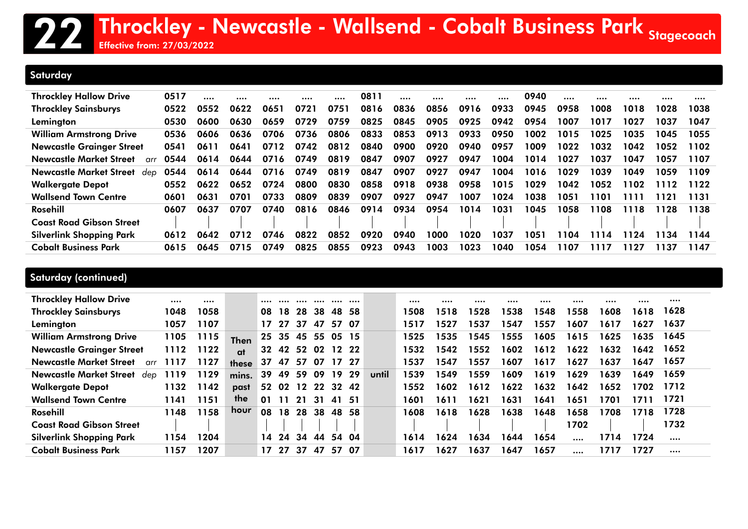# 22 Throckley - Newcastle - Wallsend - Cobalt Business Park

Effective from: 27/03/2022

Stagecoach

## Saturday

| | | | | | | | | | | | | | | | | | | |
|---|---|---|---|---|---|---|---|---|---|---|---|---|---|---|---|---|---|---|
| Throckley Hallow Drive | | 0517 | .... | .... | .... | .... | .... | 0811 | .... | .... | .... | .... | 0940 | .... | .... | .... | .... | .... |
| Throckley Sainsburys | | 0522 | 0552 | 0622 | 0651 | 0721 | 0751 | 0816 | 0836 | 0856 | 0916 | 0933 | 0945 | 0958 | 1008 | 1018 | 1028 | 1038 |
| Lemington | | 0530 | 0600 | 0630 | 0659 | 0729 | 0759 | 0825 | 0845 | 0905 | 0925 | 0942 | 0954 | 1007 | 1017 | 1027 | 1037 | 1047 |
| William Armstrong Drive | | 0536 | 0606 | 0636 | 0706 | 0736 | 0806 | 0833 | 0853 | 0913 | 0933 | 0950 | 1002 | 1015 | 1025 | 1035 | 1045 | 1055 |
| Newcastle Grainger Street | | 0541 | 0611 | 0641 | 0712 | 0742 | 0812 | 0840 | 0900 | 0920 | 0940 | 0957 | 1009 | 1022 | 1032 | 1042 | 1052 | 1102 |
| Newcastle Market Street | arr | 0544 | 0614 | 0644 | 0716 | 0749 | 0819 | 0847 | 0907 | 0927 | 0947 | 1004 | 1014 | 1027 | 1037 | 1047 | 1057 | 1107 |
| Newcastle Market Street | dep | 0544 | 0614 | 0644 | 0716 | 0749 | 0819 | 0847 | 0907 | 0927 | 0947 | 1004 | 1016 | 1029 | 1039 | 1049 | 1059 | 1109 |
| Walkergate Depot | | 0552 | 0622 | 0652 | 0724 | 0800 | 0830 | 0858 | 0918 | 0938 | 0958 | 1015 | 1029 | 1042 | 1052 | 1102 | 1112 | 1122 |
| Wallsend Town Centre | | 0601 | 0631 | 0701 | 0733 | 0809 | 0839 | 0907 | 0927 | 0947 | 1007 | 1024 | 1038 | 1051 | 1101 | 1111 | 1121 | 1131 |
| Rosehill | | 0607 | 0637 | 0707 | 0740 | 0816 | 0846 | 0914 | 0934 | 0954 | 1014 | 1031 | 1045 | 1058 | 1108 | 1118 | 1128 | 1138 |
| Coast Road Gibson Street | | \| | \| | \| | \| | \| | \| | \| | \| | \| | \| | \| | \| | \| | \| | \| | \| | \| |
| Silverlink Shopping Park | | 0612 | 0642 | 0712 | 0746 | 0822 | 0852 | 0920 | 0940 | 1000 | 1020 | 1037 | 1051 | 1104 | 1114 | 1124 | 1134 | 1144 |
| Cobalt Business Park | | 0615 | 0645 | 0715 | 0749 | 0825 | 0855 | 0923 | 0943 | 1003 | 1023 | 1040 | 1054 | 1107 | 1117 | 1127 | 1137 | 1147 |

## Saturday (continued)

| | | | | | | | | | | | | | | | | | | | | | | |
|---|---|---|---|---|---|---|---|---|---|---|---|---|---|---|---|---|---|---|---|---|---|---|
| Throckley Hallow Drive | | .... | .... | | .... | .... | .... | .... | .... | .... | | .... | .... | .... | .... | .... | .... | .... | .... | .... |
| Throckley Sainsburys | | 1048 | 1058 | | 08 | 18 | 28 | 38 | 48 | 58 | | 1508 | 1518 | 1528 | 1538 | 1548 | 1558 | 1608 | 1618 | 1628 |
| Lemington | | 1057 | 1107 | | 17 | 27 | 37 | 47 | 57 | 07 | | 1517 | 1527 | 1537 | 1547 | 1557 | 1607 | 1617 | 1627 | 1637 |
| William Armstrong Drive | | 1105 | 1115 | Then | 25 | 35 | 45 | 55 | 05 | 15 | | 1525 | 1535 | 1545 | 1555 | 1605 | 1615 | 1625 | 1635 | 1645 |
| Newcastle Grainger Street | | 1112 | 1122 | at | 32 | 42 | 52 | 02 | 12 | 22 | | 1532 | 1542 | 1552 | 1602 | 1612 | 1622 | 1632 | 1642 | 1652 |
| Newcastle Market Street | arr | 1117 | 1127 | these | 37 | 47 | 57 | 07 | 17 | 27 | | 1537 | 1547 | 1557 | 1607 | 1617 | 1627 | 1637 | 1647 | 1657 |
| Newcastle Market Street | dep | 1119 | 1129 | mins. | 39 | 49 | 59 | 09 | 19 | 29 | until | 1539 | 1549 | 1559 | 1609 | 1619 | 1629 | 1639 | 1649 | 1659 |
| Walkergate Depot | | 1132 | 1142 | past | 52 | 02 | 12 | 22 | 32 | 42 | | 1552 | 1602 | 1612 | 1622 | 1632 | 1642 | 1652 | 1702 | 1712 |
| Wallsend Town Centre | | 1141 | 1151 | the | 01 | 11 | 21 | 31 | 41 | 51 | | 1601 | 1611 | 1621 | 1631 | 1641 | 1651 | 1701 | 1711 | 1721 |
| Rosehill | | 1148 | 1158 | hour | 08 | 18 | 28 | 38 | 48 | 58 | | 1608 | 1618 | 1628 | 1638 | 1648 | 1658 | 1708 | 1718 | 1728 |
| Coast Road Gibson Street | | \| | \| | | \| | \| | \| | \| | \| | \| | | \| | \| | \| | \| | \| | 1702 | \| | \| | 1732 |
| Silverlink Shopping Park | | 1154 | 1204 | | 14 | 24 | 34 | 44 | 54 | 04 | | 1614 | 1624 | 1634 | 1644 | 1654 | .... | 1714 | 1724 | .... |
| Cobalt Business Park | | 1157 | 1207 | | 17 | 27 | 37 | 47 | 57 | 07 | | 1617 | 1627 | 1637 | 1647 | 1657 | .... | 1717 | 1727 | .... |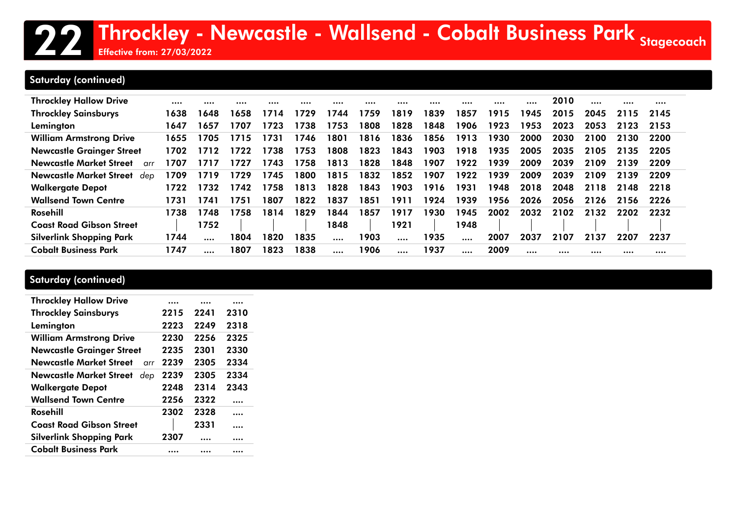# 22 Throckley - Newcastle - Wallsend - Cobalt Business Park

Effective from: 27/03/2022

Stagecoach

## Saturday (continued)

| Stop | | | | | | | | | | | | | | | | |
|---|---|---|---|---|---|---|---|---|---|---|---|---|---|---|---|---|
| Throckley Hallow Drive | .... | .... | .... | .... | .... | .... | .... | .... | .... | .... | .... | .... | 2010 | .... | .... | .... |
| Throckley Sainsburys | 1638 | 1648 | 1658 | 1714 | 1729 | 1744 | 1759 | 1819 | 1839 | 1857 | 1915 | 1945 | 2015 | 2045 | 2115 | 2145 |
| Lemington | 1647 | 1657 | 1707 | 1723 | 1738 | 1753 | 1808 | 1828 | 1848 | 1906 | 1923 | 1953 | 2023 | 2053 | 2123 | 2153 |
| William Armstrong Drive | 1655 | 1705 | 1715 | 1731 | 1746 | 1801 | 1816 | 1836 | 1856 | 1913 | 1930 | 2000 | 2030 | 2100 | 2130 | 2200 |
| Newcastle Grainger Street | 1702 | 1712 | 1722 | 1738 | 1753 | 1808 | 1823 | 1843 | 1903 | 1918 | 1935 | 2005 | 2035 | 2105 | 2135 | 2205 |
| Newcastle Market Street *arr* | 1707 | 1717 | 1727 | 1743 | 1758 | 1813 | 1828 | 1848 | 1907 | 1922 | 1939 | 2009 | 2039 | 2109 | 2139 | 2209 |
| Newcastle Market Street *dep* | 1709 | 1719 | 1729 | 1745 | 1800 | 1815 | 1832 | 1852 | 1907 | 1922 | 1939 | 2009 | 2039 | 2109 | 2139 | 2209 |
| Walkergate Depot | 1722 | 1732 | 1742 | 1758 | 1813 | 1828 | 1843 | 1903 | 1916 | 1931 | 1948 | 2018 | 2048 | 2118 | 2148 | 2218 |
| Wallsend Town Centre | 1731 | 1741 | 1751 | 1807 | 1822 | 1837 | 1851 | 1911 | 1924 | 1939 | 1956 | 2026 | 2056 | 2126 | 2156 | 2226 |
| Rosehill | 1738 | 1748 | 1758 | 1814 | 1829 | 1844 | 1857 | 1917 | 1930 | 1945 | 2002 | 2032 | 2102 | 2132 | 2202 | 2232 |
| Coast Road Gibson Street | \| | 1752 | \| | \| | \| | 1848 | \| | 1921 | \| | 1948 | \| | \| | \| | \| | \| | \| |
| Silverlink Shopping Park | 1744 | .... | 1804 | 1820 | 1835 | .... | 1903 | .... | 1935 | .... | 2007 | 2037 | 2107 | 2137 | 2207 | 2237 |
| Cobalt Business Park | 1747 | .... | 1807 | 1823 | 1838 | .... | 1906 | .... | 1937 | .... | 2009 | .... | .... | .... | .... | .... |

## Saturday (continued)

| Stop | | | |
|---|---|---|---|
| Throckley Hallow Drive | .... | .... | .... |
| Throckley Sainsburys | 2215 | 2241 | 2310 |
| Lemington | 2223 | 2249 | 2318 |
| William Armstrong Drive | 2230 | 2256 | 2325 |
| Newcastle Grainger Street | 2235 | 2301 | 2330 |
| Newcastle Market Street *arr* | 2239 | 2305 | 2334 |
| Newcastle Market Street *dep* | 2239 | 2305 | 2334 |
| Walkergate Depot | 2248 | 2314 | 2343 |
| Wallsend Town Centre | 2256 | 2322 | .... |
| Rosehill | 2302 | 2328 | .... |
| Coast Road Gibson Street | \| | 2331 | .... |
| Silverlink Shopping Park | 2307 | .... | .... |
| Cobalt Business Park | .... | .... | .... |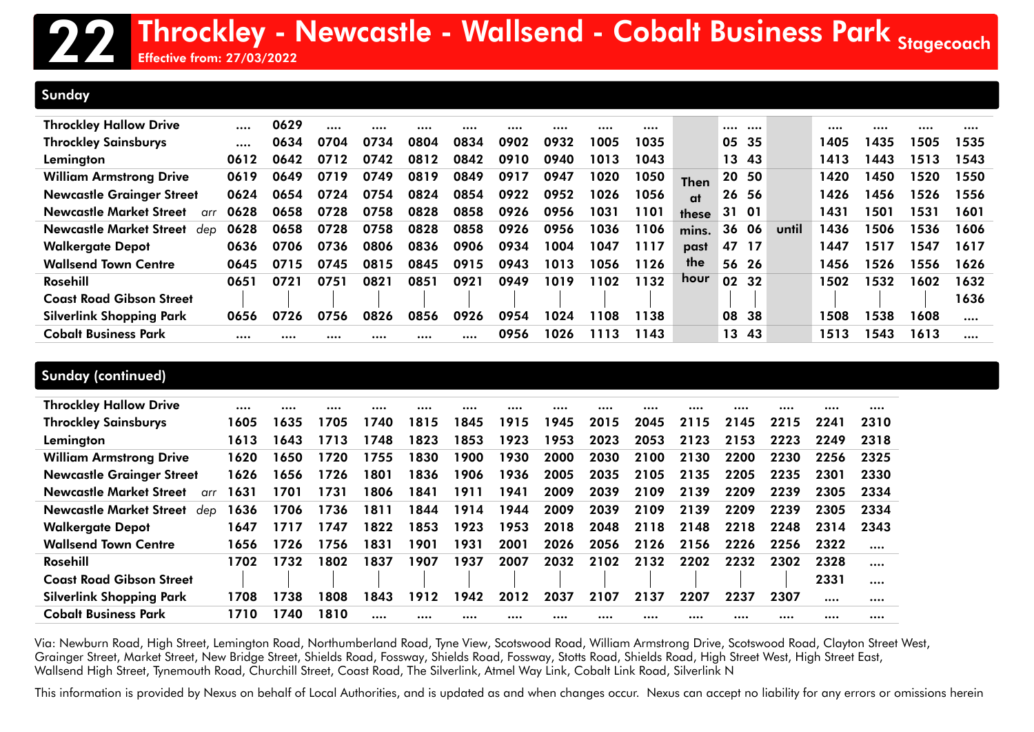# 22 Throckley - Newcastle - Wallsend - Cobalt Business Park

Stagecoach

Effective from: 27/03/2022

## Sunday

| Stop | | | | | | | | | | | | | | | | | | |
|---|---|---|---|---|---|---|---|---|---|---|---|---|---|---|---|---|---|---|
| Throckley Hallow Drive | .... | 0629 | .... | .... | .... | .... | .... | .... | .... | .... | Then at these mins. past the hour | .... | .... | until | .... | .... | .... | .... |
| Throckley Sainsburys | .... | 0634 | 0704 | 0734 | 0804 | 0834 | 0902 | 0932 | 1005 | 1035 | | 05 | 35 | | 1405 | 1435 | 1505 | 1535 |
| Lemington | 0612 | 0642 | 0712 | 0742 | 0812 | 0842 | 0910 | 0940 | 1013 | 1043 | | 13 | 43 | | 1413 | 1443 | 1513 | 1543 |
| William Armstrong Drive | 0619 | 0649 | 0719 | 0749 | 0819 | 0849 | 0917 | 0947 | 1020 | 1050 | | 20 | 50 | | 1420 | 1450 | 1520 | 1550 |
| Newcastle Grainger Street | 0624 | 0654 | 0724 | 0754 | 0824 | 0854 | 0922 | 0952 | 1026 | 1056 | | 26 | 56 | | 1426 | 1456 | 1526 | 1556 |
| Newcastle Market Street arr | 0628 | 0658 | 0728 | 0758 | 0828 | 0858 | 0926 | 0956 | 1031 | 1101 | | 31 | 01 | | 1431 | 1501 | 1531 | 1601 |
| Newcastle Market Street dep | 0628 | 0658 | 0728 | 0758 | 0828 | 0858 | 0926 | 0956 | 1036 | 1106 | | 36 | 06 | | 1436 | 1506 | 1536 | 1606 |
| Walkergate Depot | 0636 | 0706 | 0736 | 0806 | 0836 | 0906 | 0934 | 1004 | 1047 | 1117 | | 47 | 17 | | 1447 | 1517 | 1547 | 1617 |
| Wallsend Town Centre | 0645 | 0715 | 0745 | 0815 | 0845 | 0915 | 0943 | 1013 | 1056 | 1126 | | 56 | 26 | | 1456 | 1526 | 1556 | 1626 |
| Rosehill | 0651 | 0721 | 0751 | 0821 | 0851 | 0921 | 0949 | 1019 | 1102 | 1132 | | 02 | 32 | | 1502 | 1532 | 1602 | 1632 |
| Coast Road Gibson Street | \| | \| | \| | \| | \| | \| | \| | \| | \| | \| | | \| | \| | | \| | \| | \| | 1636 |
| Silverlink Shopping Park | 0656 | 0726 | 0756 | 0826 | 0856 | 0926 | 0954 | 1024 | 1108 | 1138 | | 08 | 38 | | 1508 | 1538 | 1608 | .... |
| Cobalt Business Park | .... | .... | .... | .... | .... | .... | 0956 | 1026 | 1113 | 1143 | | 13 | 43 | | 1513 | 1543 | 1613 | .... |

## Sunday (continued)

| Stop | | | | | | | | | | | | | | | |
|---|---|---|---|---|---|---|---|---|---|---|---|---|---|---|---|
| Throckley Hallow Drive | .... | .... | .... | .... | .... | .... | .... | .... | .... | .... | .... | .... | .... | .... | .... |
| Throckley Sainsburys | 1605 | 1635 | 1705 | 1740 | 1815 | 1845 | 1915 | 1945 | 2015 | 2045 | 2115 | 2145 | 2215 | 2241 | 2310 |
| Lemington | 1613 | 1643 | 1713 | 1748 | 1823 | 1853 | 1923 | 1953 | 2023 | 2053 | 2123 | 2153 | 2223 | 2249 | 2318 |
| William Armstrong Drive | 1620 | 1650 | 1720 | 1755 | 1830 | 1900 | 1930 | 2000 | 2030 | 2100 | 2130 | 2200 | 2230 | 2256 | 2325 |
| Newcastle Grainger Street | 1626 | 1656 | 1726 | 1801 | 1836 | 1906 | 1936 | 2005 | 2035 | 2105 | 2135 | 2205 | 2235 | 2301 | 2330 |
| Newcastle Market Street arr | 1631 | 1701 | 1731 | 1806 | 1841 | 1911 | 1941 | 2009 | 2039 | 2109 | 2139 | 2209 | 2239 | 2305 | 2334 |
| Newcastle Market Street dep | 1636 | 1706 | 1736 | 1811 | 1844 | 1914 | 1944 | 2009 | 2039 | 2109 | 2139 | 2209 | 2239 | 2305 | 2334 |
| Walkergate Depot | 1647 | 1717 | 1747 | 1822 | 1853 | 1923 | 1953 | 2018 | 2048 | 2118 | 2148 | 2218 | 2248 | 2314 | 2343 |
| Wallsend Town Centre | 1656 | 1726 | 1756 | 1831 | 1901 | 1931 | 2001 | 2026 | 2056 | 2126 | 2156 | 2226 | 2256 | 2322 | .... |
| Rosehill | 1702 | 1732 | 1802 | 1837 | 1907 | 1937 | 2007 | 2032 | 2102 | 2132 | 2202 | 2232 | 2302 | 2328 | .... |
| Coast Road Gibson Street | \| | \| | \| | \| | \| | \| | \| | \| | \| | \| | \| | \| | \| | 2331 | .... |
| Silverlink Shopping Park | 1708 | 1738 | 1808 | 1843 | 1912 | 1942 | 2012 | 2037 | 2107 | 2137 | 2207 | 2237 | 2307 | .... | .... |
| Cobalt Business Park | 1710 | 1740 | 1810 | .... | .... | .... | .... | .... | .... | .... | .... | .... | .... | .... | .... |

Via: Newburn Road, High Street, Lemington Road, Northumberland Road, Tyne View, Scotswood Road, William Armstrong Drive, Scotswood Road, Clayton Street West, Grainger Street, Market Street, New Bridge Street, Shields Road, Fossway, Shields Road, Fossway, Stotts Road, Shields Road, High Street West, High Street East, Wallsend High Street, Tynemouth Road, Churchill Street, Coast Road, The Silverlink, Atmel Way Link, Cobalt Link Road, Silverlink N

This information is provided by Nexus on behalf of Local Authorities, and is updated as and when changes occur. Nexus can accept no liability for any errors or omissions herein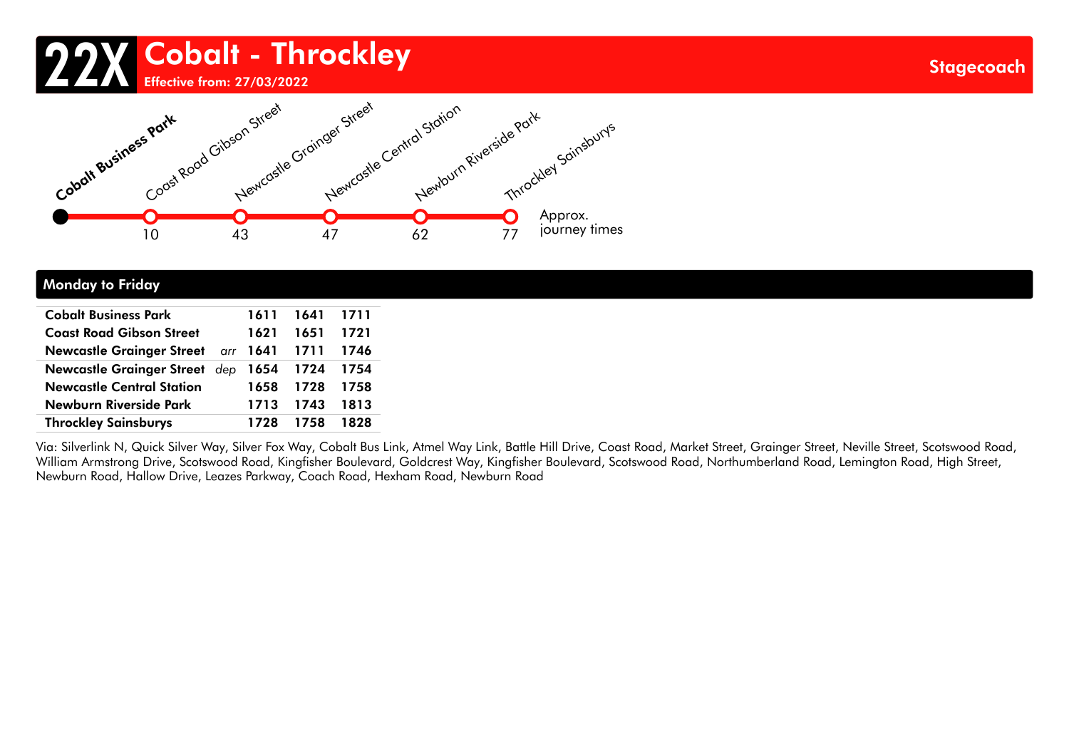# 22X Cobalt - Throckley

**Effective from: 27/03/2022**

**Stagecoach**

| Stop | Approx. journey times |
|---|---|
| Cobalt Business Park | |
| Coast Road Gibson Street | 10 |
| Newcastle Grainger Street | 43 |
| Newcastle Central Station | 47 |
| Newburn Riverside Park | 62 |
| Throckley Sainsburys | 77 |

## Monday to Friday

| Stop | | | | |
|---|---|---|---|---|
| **Cobalt Business Park** | | **1611** | **1641** | **1711** |
| **Coast Road Gibson Street** | | **1621** | **1651** | **1721** |
| **Newcastle Grainger Street** | *arr* | **1641** | **1711** | **1746** |
| **Newcastle Grainger Street** | *dep* | **1654** | **1724** | **1754** |
| **Newcastle Central Station** | | **1658** | **1728** | **1758** |
| **Newburn Riverside Park** | | **1713** | **1743** | **1813** |
| **Throckley Sainsburys** | | **1728** | **1758** | **1828** |

Via: Silverlink N, Quick Silver Way, Silver Fox Way, Cobalt Bus Link, Atmel Way Link, Battle Hill Drive, Coast Road, Market Street, Grainger Street, Neville Street, Scotswood Road, William Armstrong Drive, Scotswood Road, Kingfisher Boulevard, Goldcrest Way, Kingfisher Boulevard, Scotswood Road, Northumberland Road, Lemington Road, High Street, Newburn Road, Hallow Drive, Leazes Parkway, Coach Road, Hexham Road, Newburn Road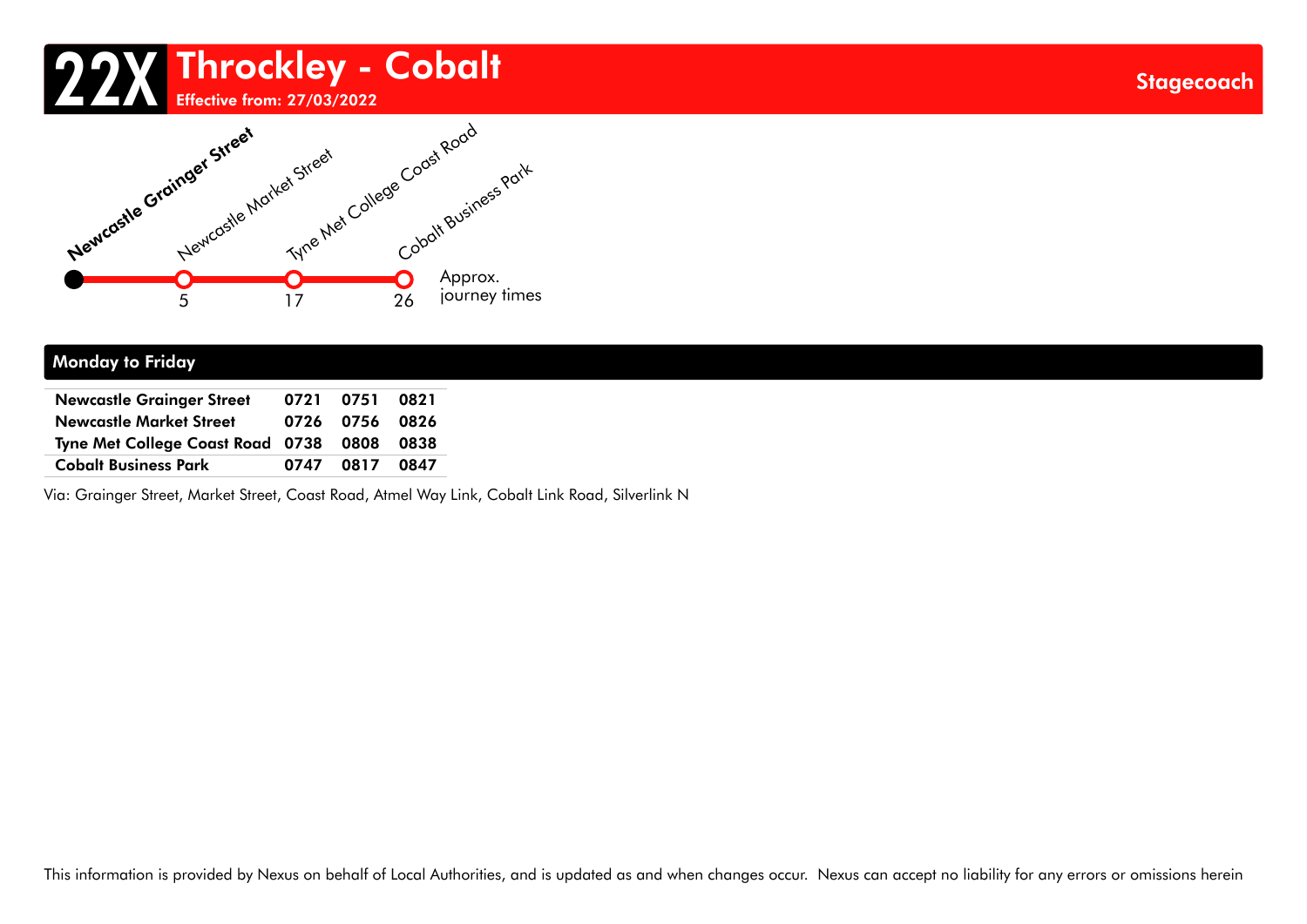# 22X Throckley - Cobalt

Effective from: 27/03/2022

Stagecoach

Newcastle Grainger Street
Newcastle Market Street 5
Tyne Met College Coast Road 17
Cobalt Business Park 26
Approx. journey times

## Monday to Friday

| | | | |
|---|---|---|---|
| **Newcastle Grainger Street** | **0721** | **0751** | **0821** |
| **Newcastle Market Street** | **0726** | **0756** | **0826** |
| **Tyne Met College Coast Road** | **0738** | **0808** | **0838** |
| **Cobalt Business Park** | **0747** | **0817** | **0847** |

Via: Grainger Street, Market Street, Coast Road, Atmel Way Link, Cobalt Link Road, Silverlink N

This information is provided by Nexus on behalf of Local Authorities, and is updated as and when changes occur. Nexus can accept no liability for any errors or omissions herein